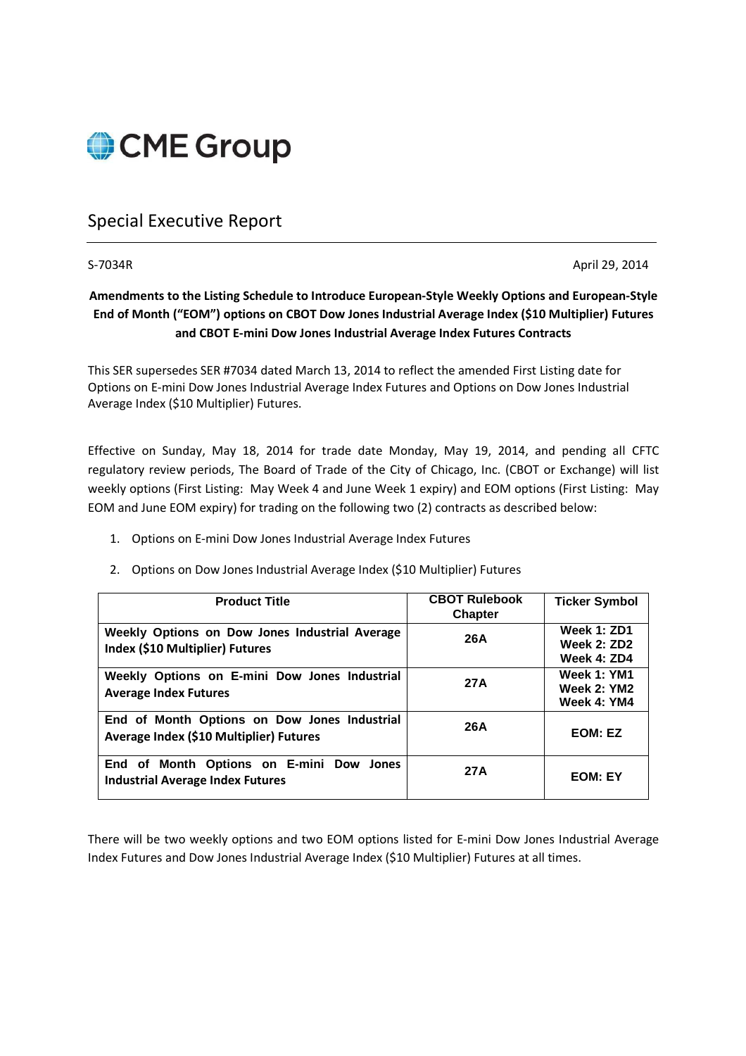CME Group

# Special Executive Report

S-7034R

April 29, 2014

**Amendments to the Listing Schedule to Introduce European-Style Weekly Options and European-Style End of Month ("EOM") options on CBOT Dow Jones Industrial Average Index ($10 Multiplier) Futures and CBOT E-mini Dow Jones Industrial Average Index Futures Contracts**

This SER supersedes SER #7034 dated March 13, 2014 to reflect the amended First Listing date for Options on E-mini Dow Jones Industrial Average Index Futures and Options on Dow Jones Industrial Average Index ($10 Multiplier) Futures.

Effective on Sunday, May 18, 2014 for trade date Monday, May 19, 2014, and pending all CFTC regulatory review periods, The Board of Trade of the City of Chicago, Inc. (CBOT or Exchange) will list weekly options (First Listing: May Week 4 and June Week 1 expiry) and EOM options (First Listing: May EOM and June EOM expiry) for trading on the following two (2) contracts as described below:

1. Options on E-mini Dow Jones Industrial Average Index Futures
2. Options on Dow Jones Industrial Average Index ($10 Multiplier) Futures

| Product Title | CBOT Rulebook Chapter | Ticker Symbol |
|---|---|---|
| **Weekly Options on Dow Jones Industrial Average Index ($10 Multiplier) Futures** | **26A** | **Week 1: ZD1**<br>**Week 2: ZD2**<br>**Week 4: ZD4** |
| **Weekly Options on E-mini Dow Jones Industrial Average Index Futures** | **27A** | **Week 1: YM1**<br>**Week 2: YM2**<br>**Week 4: YM4** |
| **End of Month Options on Dow Jones Industrial Average Index ($10 Multiplier) Futures** | **26A** | **EOM: EZ** |
| **End of Month Options on E-mini Dow Jones Industrial Average Index Futures** | **27A** | **EOM: EY** |

There will be two weekly options and two EOM options listed for E-mini Dow Jones Industrial Average Index Futures and Dow Jones Industrial Average Index ($10 Multiplier) Futures at all times.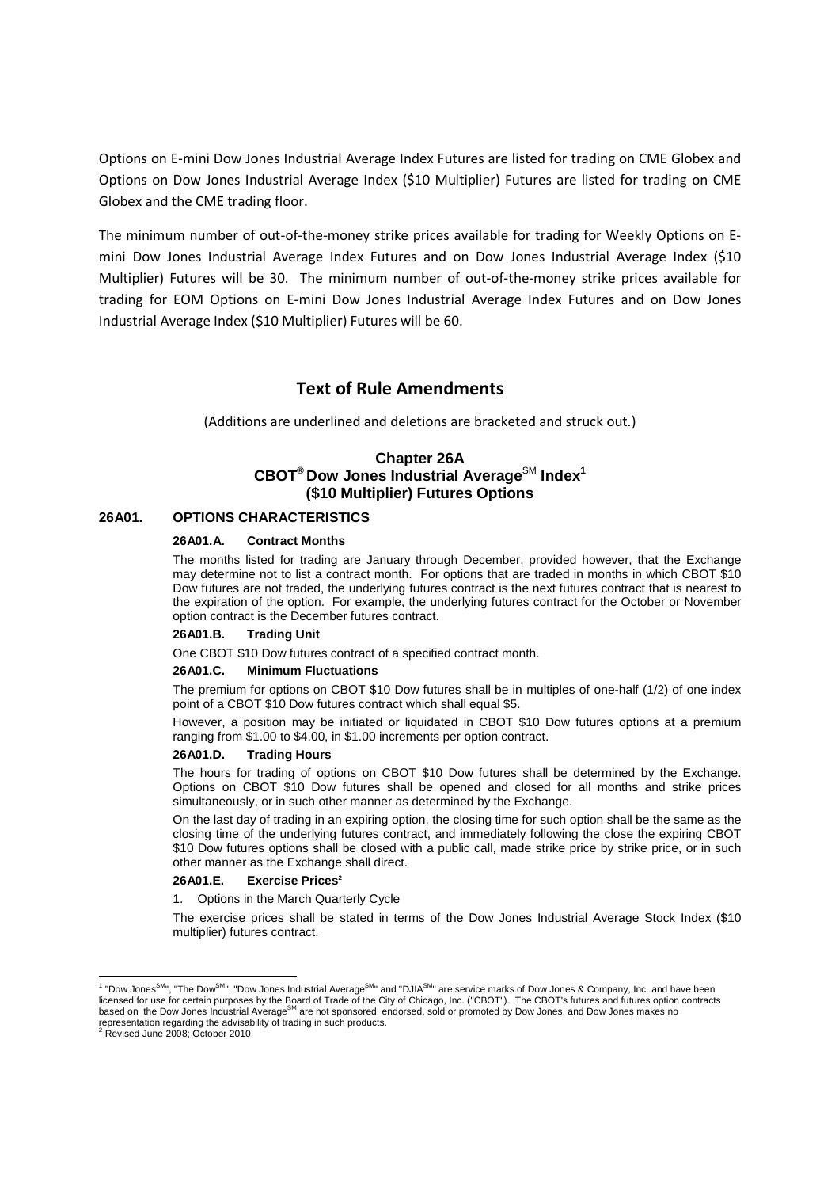Options on E-mini Dow Jones Industrial Average Index Futures are listed for trading on CME Globex and Options on Dow Jones Industrial Average Index ($10 Multiplier) Futures are listed for trading on CME Globex and the CME trading floor.

The minimum number of out-of-the-money strike prices available for trading for Weekly Options on E-mini Dow Jones Industrial Average Index Futures and on Dow Jones Industrial Average Index ($10 Multiplier) Futures will be 30. The minimum number of out-of-the-money strike prices available for trading for EOM Options on E-mini Dow Jones Industrial Average Index Futures and on Dow Jones Industrial Average Index ($10 Multiplier) Futures will be 60.

## Text of Rule Amendments

(Additions are underlined and deletions are bracketed and struck out.)

### Chapter 26A
### CBOT® Dow Jones Industrial Average℠ Index[1] ($10 Multiplier) Futures Options

#### 26A01. OPTIONS CHARACTERISTICS

**26A01.A. Contract Months**

The months listed for trading are January through December, provided however, that the Exchange may determine not to list a contract month. For options that are traded in months in which CBOT $10 Dow futures are not traded, the underlying futures contract is the next futures contract that is nearest to the expiration of the option. For example, the underlying futures contract for the October or November option contract is the December futures contract.

**26A01.B. Trading Unit**

One CBOT $10 Dow futures contract of a specified contract month.

**26A01.C. Minimum Fluctuations**

The premium for options on CBOT $10 Dow futures shall be in multiples of one-half (1/2) of one index point of a CBOT $10 Dow futures contract which shall equal $5.

However, a position may be initiated or liquidated in CBOT $10 Dow futures options at a premium ranging from $1.00 to $4.00, in $1.00 increments per option contract.

**26A01.D. Trading Hours**

The hours for trading of options on CBOT $10 Dow futures shall be determined by the Exchange. Options on CBOT $10 Dow futures shall be opened and closed for all months and strike prices simultaneously, or in such other manner as determined by the Exchange.

On the last day of trading in an expiring option, the closing time for such option shall be the same as the closing time of the underlying futures contract, and immediately following the close the expiring CBOT $10 Dow futures options shall be closed with a public call, made strike price by strike price, or in such other manner as the Exchange shall direct.

**26A01.E. Exercise Prices[2]**

1. Options in the March Quarterly Cycle

The exercise prices shall be stated in terms of the Dow Jones Industrial Average Stock Index ($10 multiplier) futures contract.

---

[1] "Dow Jones℠", "The Dow℠", "Dow Jones Industrial Average℠" and "DJIA℠" are service marks of Dow Jones & Company, Inc. and have been licensed for use for certain purposes by the Board of Trade of the City of Chicago, Inc. ("CBOT"). The CBOT's futures and futures option contracts based on the Dow Jones Industrial Average℠ are not sponsored, endorsed, sold or promoted by Dow Jones, and Dow Jones makes no representation regarding the advisability of trading in such products.

[2] Revised June 2008; October 2010.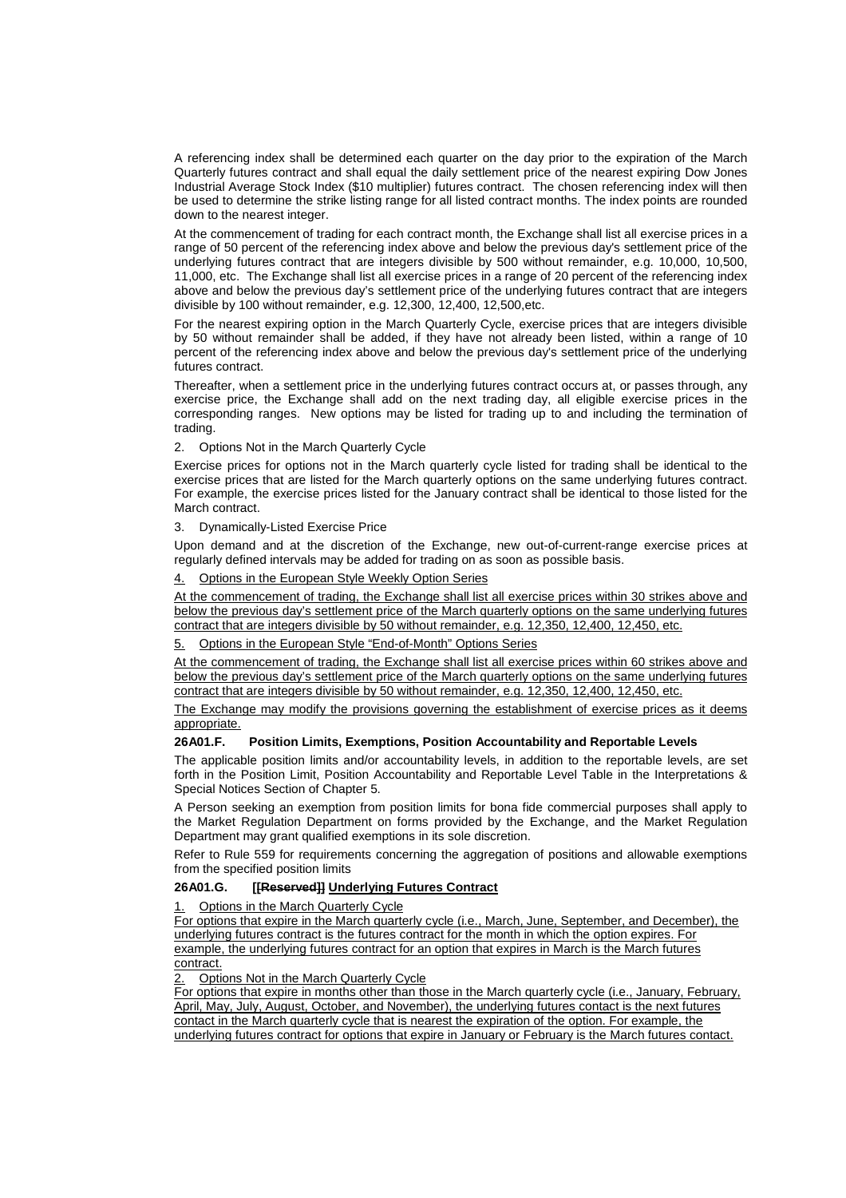A referencing index shall be determined each quarter on the day prior to the expiration of the March Quarterly futures contract and shall equal the daily settlement price of the nearest expiring Dow Jones Industrial Average Stock Index ($10 multiplier) futures contract. The chosen referencing index will then be used to determine the strike listing range for all listed contract months. The index points are rounded down to the nearest integer.

At the commencement of trading for each contract month, the Exchange shall list all exercise prices in a range of 50 percent of the referencing index above and below the previous day's settlement price of the underlying futures contract that are integers divisible by 500 without remainder, e.g. 10,000, 10,500, 11,000, etc. The Exchange shall list all exercise prices in a range of 20 percent of the referencing index above and below the previous day's settlement price of the underlying futures contract that are integers divisible by 100 without remainder, e.g. 12,300, 12,400, 12,500,etc.

For the nearest expiring option in the March Quarterly Cycle, exercise prices that are integers divisible by 50 without remainder shall be added, if they have not already been listed, within a range of 10 percent of the referencing index above and below the previous day's settlement price of the underlying futures contract.

Thereafter, when a settlement price in the underlying futures contract occurs at, or passes through, any exercise price, the Exchange shall add on the next trading day, all eligible exercise prices in the corresponding ranges. New options may be listed for trading up to and including the termination of trading.

2. Options Not in the March Quarterly Cycle

Exercise prices for options not in the March quarterly cycle listed for trading shall be identical to the exercise prices that are listed for the March quarterly options on the same underlying futures contract. For example, the exercise prices listed for the January contract shall be identical to those listed for the March contract.

3. Dynamically-Listed Exercise Price

Upon demand and at the discretion of the Exchange, new out-of-current-range exercise prices at regularly defined intervals may be added for trading on as soon as possible basis.

<u>4. Options in the European Style Weekly Option Series</u>

<u>At the commencement of trading, the Exchange shall list all exercise prices within 30 strikes above and below the previous day's settlement price of the March quarterly options on the same underlying futures contract that are integers divisible by 50 without remainder, e.g. 12,350, 12,400, 12,450, etc.</u>

<u>5. Options in the European Style "End-of-Month" Options Series</u>

<u>At the commencement of trading, the Exchange shall list all exercise prices within 60 strikes above and below the previous day's settlement price of the March quarterly options on the same underlying futures contract that are integers divisible by 50 without remainder, e.g. 12,350, 12,400, 12,450, etc.</u>

<u>The Exchange may modify the provisions governing the establishment of exercise prices as it deems appropriate.</u>

**26A01.F. Position Limits, Exemptions, Position Accountability and Reportable Levels**

The applicable position limits and/or accountability levels, in addition to the reportable levels, are set forth in the Position Limit, Position Accountability and Reportable Level Table in the Interpretations & Special Notices Section of Chapter 5.

A Person seeking an exemption from position limits for bona fide commercial purposes shall apply to the Market Regulation Department on forms provided by the Exchange, and the Market Regulation Department may grant qualified exemptions in its sole discretion.

Refer to Rule 559 for requirements concerning the aggregation of positions and allowable exemptions from the specified position limits

**26A01.G. [~~[Reserved]~~] <u>Underlying Futures Contract</u>**

<u>1. Options in the March Quarterly Cycle</u>

<u>For options that expire in the March quarterly cycle (i.e., March, June, September, and December), the underlying futures contract is the futures contract for the month in which the option expires. For example, the underlying futures contract for an option that expires in March is the March futures contract.</u>

<u>2. Options Not in the March Quarterly Cycle</u>

<u>For options that expire in months other than those in the March quarterly cycle (i.e., January, February, April, May, July, August, October, and November), the underlying futures contact is the next futures contact in the March quarterly cycle that is nearest the expiration of the option. For example, the underlying futures contract for options that expire in January or February is the March futures contact.</u>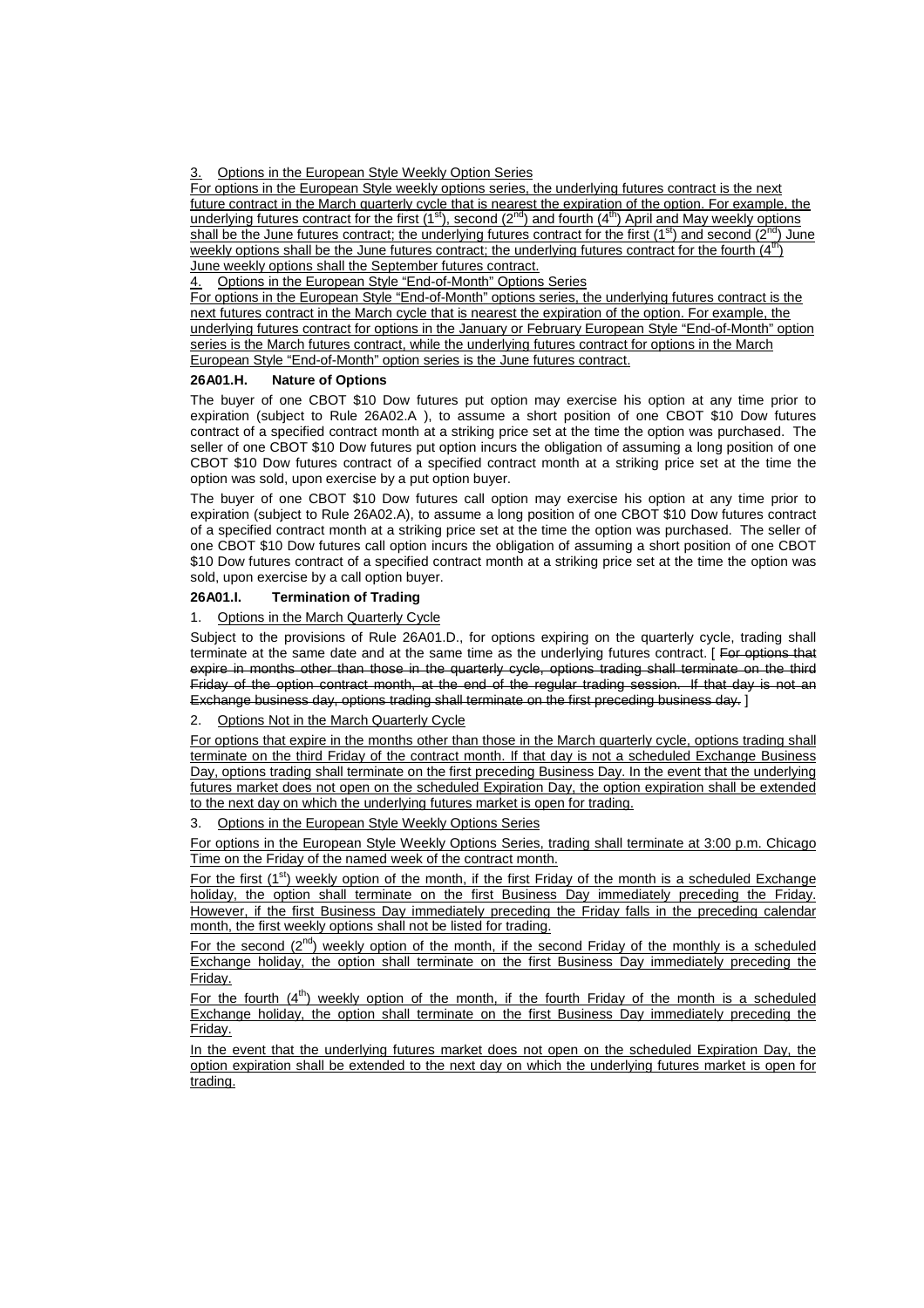3. Options in the European Style Weekly Option Series

For options in the European Style weekly options series, the underlying futures contract is the next future contract in the March quarterly cycle that is nearest the expiration of the option. For example, the underlying futures contract for the first (1st), second (2nd) and fourth (4th) April and May weekly options shall be the June futures contract; the underlying futures contract for the first (1st) and second (2nd) June weekly options shall be the June futures contract; the underlying futures contract for the fourth (4th) June weekly options shall the September futures contract.

4. Options in the European Style "End-of-Month" Options Series

For options in the European Style "End-of-Month" options series, the underlying futures contract is the next futures contract in the March cycle that is nearest the expiration of the option. For example, the underlying futures contract for options in the January or February European Style "End-of-Month" option series is the March futures contract, while the underlying futures contract for options in the March European Style "End-of-Month" option series is the June futures contract.

**26A01.H. Nature of Options**

The buyer of one CBOT $10 Dow futures put option may exercise his option at any time prior to expiration (subject to Rule 26A02.A ), to assume a short position of one CBOT $10 Dow futures contract of a specified contract month at a striking price set at the time the option was purchased. The seller of one CBOT $10 Dow futures put option incurs the obligation of assuming a long position of one CBOT $10 Dow futures contract of a specified contract month at a striking price set at the time the option was sold, upon exercise by a put option buyer.

The buyer of one CBOT $10 Dow futures call option may exercise his option at any time prior to expiration (subject to Rule 26A02.A), to assume a long position of one CBOT $10 Dow futures contract of a specified contract month at a striking price set at the time the option was purchased. The seller of one CBOT $10 Dow futures call option incurs the obligation of assuming a short position of one CBOT $10 Dow futures contract of a specified contract month at a striking price set at the time the option was sold, upon exercise by a call option buyer.

**26A01.I. Termination of Trading**

1. Options in the March Quarterly Cycle

Subject to the provisions of Rule 26A01.D., for options expiring on the quarterly cycle, trading shall terminate at the same date and at the same time as the underlying futures contract. [ ~~For options that expire in months other than those in the quarterly cycle, options trading shall terminate on the third Friday of the option contract month, at the end of the regular trading session. If that day is not an Exchange business day, options trading shall terminate on the first preceding business day.~~ ]

2. Options Not in the March Quarterly Cycle

For options that expire in the months other than those in the March quarterly cycle, options trading shall terminate on the third Friday of the contract month. If that day is not a scheduled Exchange Business Day, options trading shall terminate on the first preceding Business Day. In the event that the underlying futures market does not open on the scheduled Expiration Day, the option expiration shall be extended to the next day on which the underlying futures market is open for trading.

3. Options in the European Style Weekly Options Series

For options in the European Style Weekly Options Series, trading shall terminate at 3:00 p.m. Chicago Time on the Friday of the named week of the contract month.

For the first (1st) weekly option of the month, if the first Friday of the month is a scheduled Exchange holiday, the option shall terminate on the first Business Day immediately preceding the Friday. However, if the first Business Day immediately preceding the Friday falls in the preceding calendar month, the first weekly options shall not be listed for trading.

For the second (2nd) weekly option of the month, if the second Friday of the monthly is a scheduled Exchange holiday, the option shall terminate on the first Business Day immediately preceding the Friday.

For the fourth (4th) weekly option of the month, if the fourth Friday of the month is a scheduled Exchange holiday, the option shall terminate on the first Business Day immediately preceding the Friday.

In the event that the underlying futures market does not open on the scheduled Expiration Day, the option expiration shall be extended to the next day on which the underlying futures market is open for trading.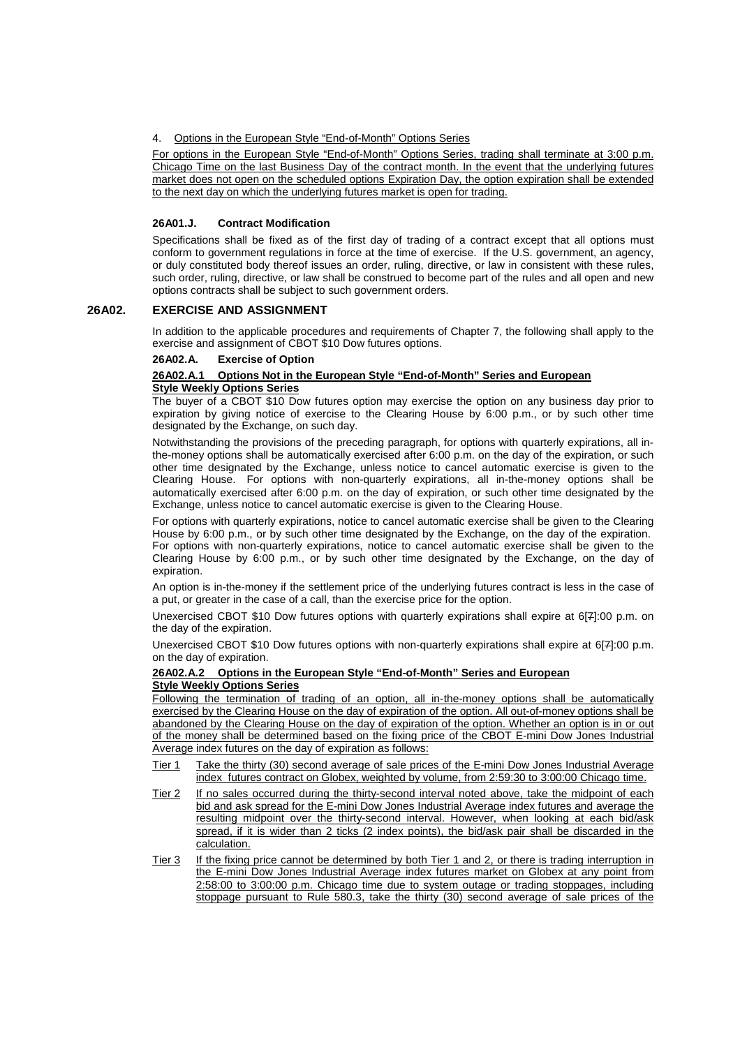4. Options in the European Style "End-of-Month" Options Series

For options in the European Style "End-of-Month" Options Series, trading shall terminate at 3:00 p.m. Chicago Time on the last Business Day of the contract month. In the event that the underlying futures market does not open on the scheduled options Expiration Day, the option expiration shall be extended to the next day on which the underlying futures market is open for trading.

**26A01.J. Contract Modification**

Specifications shall be fixed as of the first day of trading of a contract except that all options must conform to government regulations in force at the time of exercise. If the U.S. government, an agency, or duly constituted body thereof issues an order, ruling, directive, or law in consistent with these rules, such order, ruling, directive, or law shall be construed to become part of the rules and all open and new options contracts shall be subject to such government orders.

## 26A02. EXERCISE AND ASSIGNMENT

In addition to the applicable procedures and requirements of Chapter 7, the following shall apply to the exercise and assignment of CBOT $10 Dow futures options.

**26A02.A. Exercise of Option**

**26A02.A.1 Options Not in the European Style "End-of-Month" Series and European Style Weekly Options Series**

The buyer of a CBOT $10 Dow futures option may exercise the option on any business day prior to expiration by giving notice of exercise to the Clearing House by 6:00 p.m., or by such other time designated by the Exchange, on such day.

Notwithstanding the provisions of the preceding paragraph, for options with quarterly expirations, all in-the-money options shall be automatically exercised after 6:00 p.m. on the day of the expiration, or such other time designated by the Exchange, unless notice to cancel automatic exercise is given to the Clearing House. For options with non-quarterly expirations, all in-the-money options shall be automatically exercised after 6:00 p.m. on the day of expiration, or such other time designated by the Exchange, unless notice to cancel automatic exercise is given to the Clearing House.

For options with quarterly expirations, notice to cancel automatic exercise shall be given to the Clearing House by 6:00 p.m., or by such other time designated by the Exchange, on the day of the expiration. For options with non-quarterly expirations, notice to cancel automatic exercise shall be given to the Clearing House by 6:00 p.m., or by such other time designated by the Exchange, on the day of expiration.

An option is in-the-money if the settlement price of the underlying futures contract is less in the case of a put, or greater in the case of a call, than the exercise price for the option.

Unexercised CBOT $10 Dow futures options with quarterly expirations shall expire at 6[7]:00 p.m. on the day of the expiration.

Unexercised CBOT $10 Dow futures options with non-quarterly expirations shall expire at 6[7]:00 p.m. on the day of expiration.

**26A02.A.2 Options in the European Style "End-of-Month" Series and European Style Weekly Options Series**

Following the termination of trading of an option, all in-the-money options shall be automatically exercised by the Clearing House on the day of expiration of the option. All out-of-money options shall be abandoned by the Clearing House on the day of expiration of the option. Whether an option is in or out of the money shall be determined based on the fixing price of the CBOT E-mini Dow Jones Industrial Average index futures on the day of expiration as follows:

- Tier 1 Take the thirty (30) second average of sale prices of the E-mini Dow Jones Industrial Average index futures contract on Globex, weighted by volume, from 2:59:30 to 3:00:00 Chicago time.
- Tier 2 If no sales occurred during the thirty-second interval noted above, take the midpoint of each bid and ask spread for the E-mini Dow Jones Industrial Average index futures and average the resulting midpoint over the thirty-second interval. However, when looking at each bid/ask spread, if it is wider than 2 ticks (2 index points), the bid/ask pair shall be discarded in the calculation.
- Tier 3 If the fixing price cannot be determined by both Tier 1 and 2, or there is trading interruption in the E-mini Dow Jones Industrial Average index futures market on Globex at any point from 2:58:00 to 3:00:00 p.m. Chicago time due to system outage or trading stoppages, including stoppage pursuant to Rule 580.3, take the thirty (30) second average of sale prices of the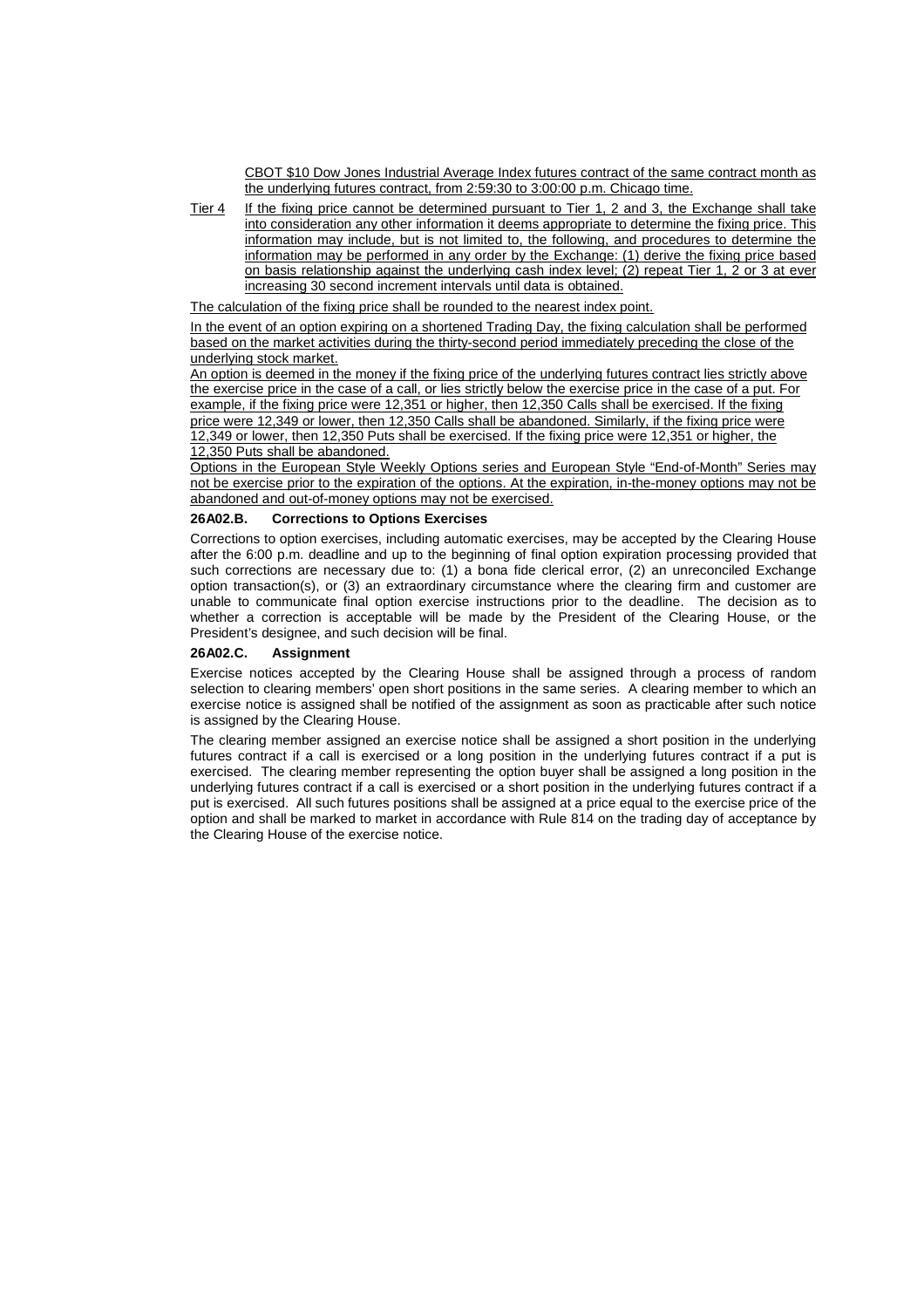CBOT $10 Dow Jones Industrial Average Index futures contract of the same contract month as the underlying futures contract, from 2:59:30 to 3:00:00 p.m. Chicago time.

Tier 4 If the fixing price cannot be determined pursuant to Tier 1, 2 and 3, the Exchange shall take into consideration any other information it deems appropriate to determine the fixing price. This information may include, but is not limited to, the following, and procedures to determine the information may be performed in any order by the Exchange: (1) derive the fixing price based on basis relationship against the underlying cash index level; (2) repeat Tier 1, 2 or 3 at ever increasing 30 second increment intervals until data is obtained.

The calculation of the fixing price shall be rounded to the nearest index point.

In the event of an option expiring on a shortened Trading Day, the fixing calculation shall be performed based on the market activities during the thirty-second period immediately preceding the close of the underlying stock market.

An option is deemed in the money if the fixing price of the underlying futures contract lies strictly above the exercise price in the case of a call, or lies strictly below the exercise price in the case of a put. For example, if the fixing price were 12,351 or higher, then 12,350 Calls shall be exercised. If the fixing price were 12,349 or lower, then 12,350 Calls shall be abandoned. Similarly, if the fixing price were 12,349 or lower, then 12,350 Puts shall be exercised. If the fixing price were 12,351 or higher, the 12,350 Puts shall be abandoned.

Options in the European Style Weekly Options series and European Style "End-of-Month" Series may not be exercise prior to the expiration of the options. At the expiration, in-the-money options may not be abandoned and out-of-money options may not be exercised.

**26A02.B. Corrections to Options Exercises**

Corrections to option exercises, including automatic exercises, may be accepted by the Clearing House after the 6:00 p.m. deadline and up to the beginning of final option expiration processing provided that such corrections are necessary due to: (1) a bona fide clerical error, (2) an unreconciled Exchange option transaction(s), or (3) an extraordinary circumstance where the clearing firm and customer are unable to communicate final option exercise instructions prior to the deadline. The decision as to whether a correction is acceptable will be made by the President of the Clearing House, or the President's designee, and such decision will be final.

**26A02.C. Assignment**

Exercise notices accepted by the Clearing House shall be assigned through a process of random selection to clearing members' open short positions in the same series. A clearing member to which an exercise notice is assigned shall be notified of the assignment as soon as practicable after such notice is assigned by the Clearing House.

The clearing member assigned an exercise notice shall be assigned a short position in the underlying futures contract if a call is exercised or a long position in the underlying futures contract if a put is exercised. The clearing member representing the option buyer shall be assigned a long position in the underlying futures contract if a call is exercised or a short position in the underlying futures contract if a put is exercised. All such futures positions shall be assigned at a price equal to the exercise price of the option and shall be marked to market in accordance with Rule 814 on the trading day of acceptance by the Clearing House of the exercise notice.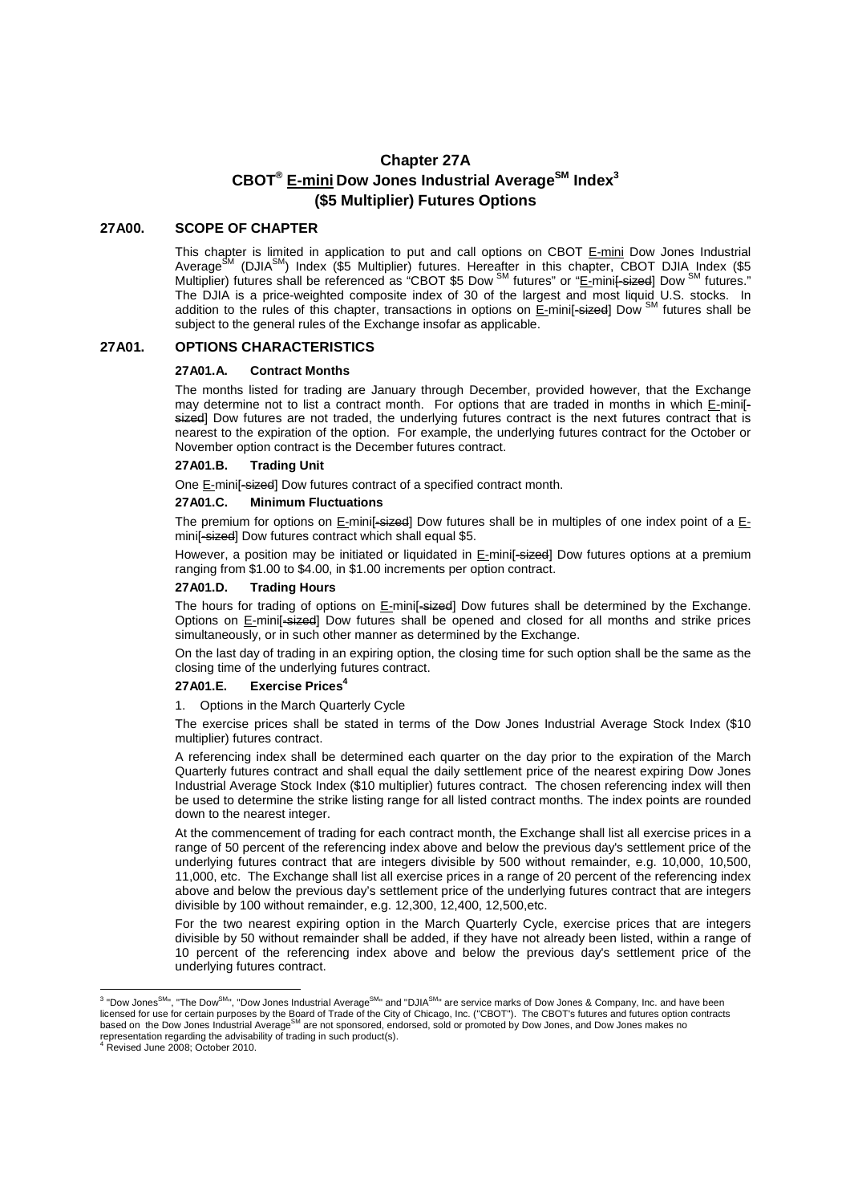# Chapter 27A
# CBOT® E-mini Dow Jones Industrial Average℠ Index[3] ($5 Multiplier) Futures Options

## 27A00. SCOPE OF CHAPTER

This chapter is limited in application to put and call options on CBOT E-mini Dow Jones Industrial Average℠ (DJIA℠) Index ($5 Multiplier) futures. Hereafter in this chapter, CBOT DJIA Index ($5 Multiplier) futures shall be referenced as "CBOT $5 Dow ℠ futures" or "E-mini[-sized] Dow ℠ futures." The DJIA is a price-weighted composite index of 30 of the largest and most liquid U.S. stocks. In addition to the rules of this chapter, transactions in options on E-mini[-sized] Dow ℠ futures shall be subject to the general rules of the Exchange insofar as applicable.

## 27A01. OPTIONS CHARACTERISTICS

### 27A01.A. Contract Months

The months listed for trading are January through December, provided however, that the Exchange may determine not to list a contract month. For options that are traded in months in which E-mini[-sized] Dow futures are not traded, the underlying futures contract is the next futures contract that is nearest to the expiration of the option. For example, the underlying futures contract for the October or November option contract is the December futures contract.

### 27A01.B. Trading Unit

One E-mini[-sized] Dow futures contract of a specified contract month.

### 27A01.C. Minimum Fluctuations

The premium for options on E-mini[-sized] Dow futures shall be in multiples of one index point of a E-mini[-sized] Dow futures contract which shall equal $5.

However, a position may be initiated or liquidated in E-mini[-sized] Dow futures options at a premium ranging from $1.00 to $4.00, in $1.00 increments per option contract.

### 27A01.D. Trading Hours

The hours for trading of options on E-mini[-sized] Dow futures shall be determined by the Exchange. Options on E-mini[-sized] Dow futures shall be opened and closed for all months and strike prices simultaneously, or in such other manner as determined by the Exchange.

On the last day of trading in an expiring option, the closing time for such option shall be the same as the closing time of the underlying futures contract.

### 27A01.E. Exercise Prices[4]

1. Options in the March Quarterly Cycle

The exercise prices shall be stated in terms of the Dow Jones Industrial Average Stock Index ($10 multiplier) futures contract.

A referencing index shall be determined each quarter on the day prior to the expiration of the March Quarterly futures contract and shall equal the daily settlement price of the nearest expiring Dow Jones Industrial Average Stock Index ($10 multiplier) futures contract. The chosen referencing index will then be used to determine the strike listing range for all listed contract months. The index points are rounded down to the nearest integer.

At the commencement of trading for each contract month, the Exchange shall list all exercise prices in a range of 50 percent of the referencing index above and below the previous day's settlement price of the underlying futures contract that are integers divisible by 500 without remainder, e.g. 10,000, 10,500, 11,000, etc. The Exchange shall list all exercise prices in a range of 20 percent of the referencing index above and below the previous day's settlement price of the underlying futures contract that are integers divisible by 100 without remainder, e.g. 12,300, 12,400, 12,500,etc.

For the two nearest expiring option in the March Quarterly Cycle, exercise prices that are integers divisible by 50 without remainder shall be added, if they have not already been listed, within a range of 10 percent of the referencing index above and below the previous day's settlement price of the underlying futures contract.

---

[3] "Dow Jones℠", "The Dow℠", "Dow Jones Industrial Average℠" and "DJIA℠" are service marks of Dow Jones & Company, Inc. and have been licensed for use for certain purposes by the Board of Trade of the City of Chicago, Inc. ("CBOT"). The CBOT's futures and futures option contracts based on the Dow Jones Industrial Average℠ are not sponsored, endorsed, sold or promoted by Dow Jones, and Dow Jones makes no representation regarding the advisability of trading in such product(s).

[4] Revised June 2008; October 2010.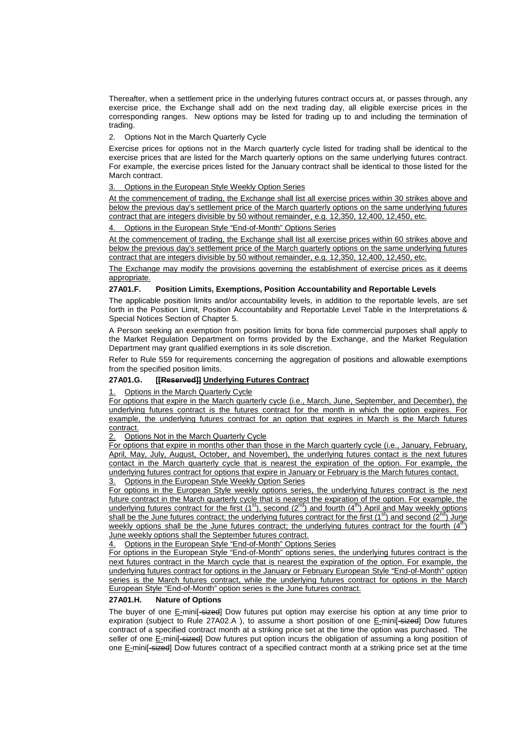Thereafter, when a settlement price in the underlying futures contract occurs at, or passes through, any exercise price, the Exchange shall add on the next trading day, all eligible exercise prices in the corresponding ranges. New options may be listed for trading up to and including the termination of trading.

2. Options Not in the March Quarterly Cycle

Exercise prices for options not in the March quarterly cycle listed for trading shall be identical to the exercise prices that are listed for the March quarterly options on the same underlying futures contract. For example, the exercise prices listed for the January contract shall be identical to those listed for the March contract.

3. Options in the European Style Weekly Option Series

At the commencement of trading, the Exchange shall list all exercise prices within 30 strikes above and below the previous day's settlement price of the March quarterly options on the same underlying futures contract that are integers divisible by 50 without remainder, e.g. 12,350, 12,400, 12,450, etc.

4. Options in the European Style "End-of-Month" Options Series

At the commencement of trading, the Exchange shall list all exercise prices within 60 strikes above and below the previous day's settlement price of the March quarterly options on the same underlying futures contract that are integers divisible by 50 without remainder, e.g. 12,350, 12,400, 12,450, etc.

The Exchange may modify the provisions governing the establishment of exercise prices as it deems appropriate.

**27A01.F. Position Limits, Exemptions, Position Accountability and Reportable Levels**

The applicable position limits and/or accountability levels, in addition to the reportable levels, are set forth in the Position Limit, Position Accountability and Reportable Level Table in the Interpretations & Special Notices Section of Chapter 5.

A Person seeking an exemption from position limits for bona fide commercial purposes shall apply to the Market Regulation Department on forms provided by the Exchange, and the Market Regulation Department may grant qualified exemptions in its sole discretion.

Refer to Rule 559 for requirements concerning the aggregation of positions and allowable exemptions from the specified position limits.

**27A01.G. [[Reserved]] Underlying Futures Contract**

1. Options in the March Quarterly Cycle

For options that expire in the March quarterly cycle (i.e., March, June, September, and December), the underlying futures contract is the futures contract for the month in which the option expires. For example, the underlying futures contract for an option that expires in March is the March futures contract.

2. Options Not in the March Quarterly Cycle

For options that expire in months other than those in the March quarterly cycle (i.e., January, February, April, May, July, August, October, and November), the underlying futures contact is the next futures contact in the March quarterly cycle that is nearest the expiration of the option. For example, the underlying futures contract for options that expire in January or February is the March futures contact.

3. Options in the European Style Weekly Option Series

For options in the European Style weekly options series, the underlying futures contract is the next future contract in the March quarterly cycle that is nearest the expiration of the option. For example, the underlying futures contract for the first (1st), second (2nd) and fourth (4th) April and May weekly options shall be the June futures contract; the underlying futures contract for the first (1st) and second (2nd) June weekly options shall be the June futures contract; the underlying futures contract for the fourth (4th) June weekly options shall the September futures contract.

4. Options in the European Style "End-of-Month" Options Series

For options in the European Style "End-of-Month" options series, the underlying futures contract is the next futures contract in the March cycle that is nearest the expiration of the option. For example, the underlying futures contract for options in the January or February European Style "End-of-Month" option series is the March futures contract, while the underlying futures contract for options in the March European Style "End-of-Month" option series is the June futures contract.

**27A01.H. Nature of Options**

The buyer of one E-mini[-sized] Dow futures put option may exercise his option at any time prior to expiration (subject to Rule 27A02.A ), to assume a short position of one E-mini[-sized] Dow futures contract of a specified contract month at a striking price set at the time the option was purchased. The seller of one E-mini[-sized] Dow futures put option incurs the obligation of assuming a long position of one E-mini[-sized] Dow futures contract of a specified contract month at a striking price set at the time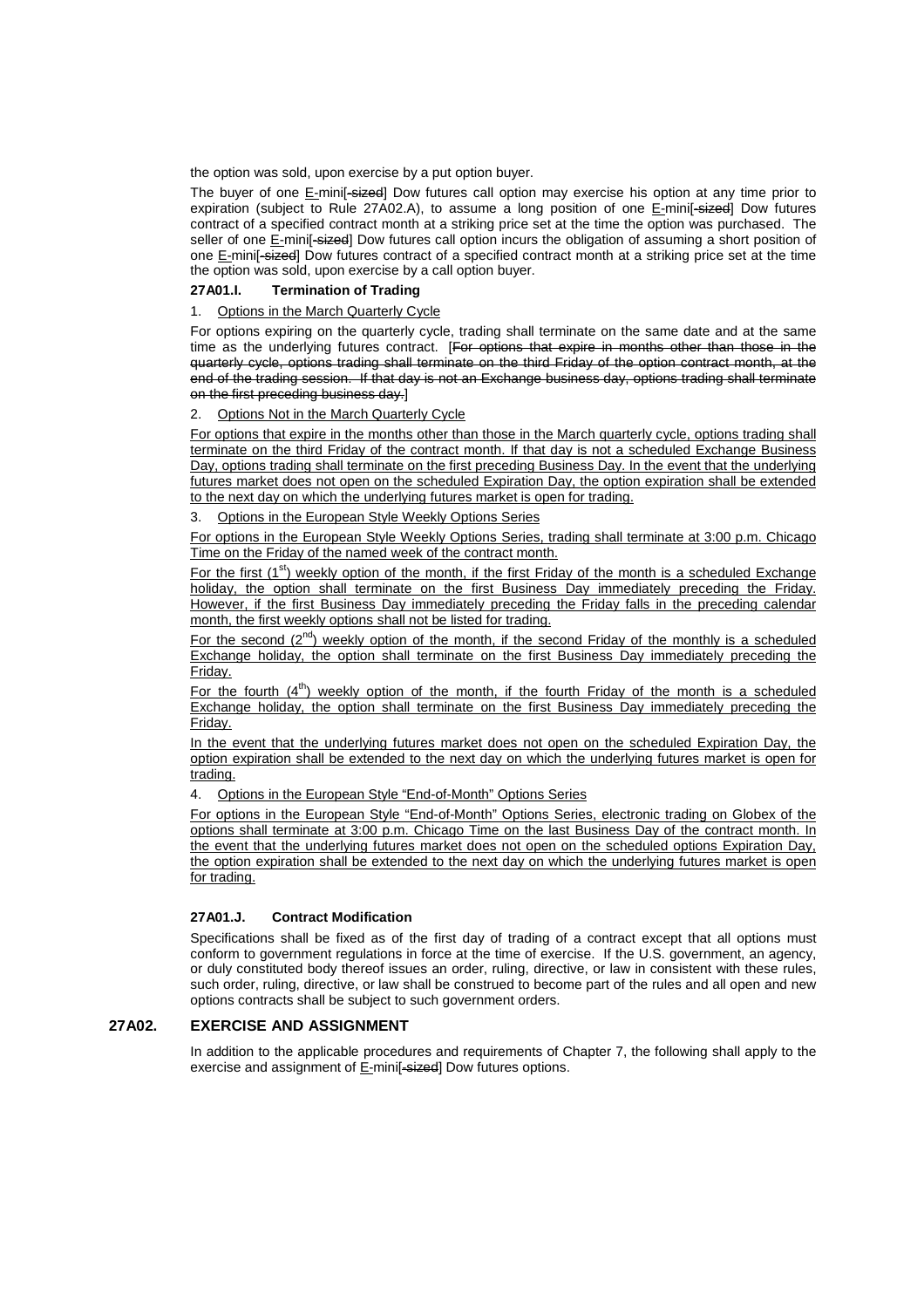the option was sold, upon exercise by a put option buyer.

The buyer of one E-mini[-sized] Dow futures call option may exercise his option at any time prior to expiration (subject to Rule 27A02.A), to assume a long position of one E-mini[-sized] Dow futures contract of a specified contract month at a striking price set at the time the option was purchased. The seller of one E-mini[-sized] Dow futures call option incurs the obligation of assuming a short position of one E-mini[-sized] Dow futures contract of a specified contract month at a striking price set at the time the option was sold, upon exercise by a call option buyer.

**27A01.I. Termination of Trading**

1. Options in the March Quarterly Cycle

For options expiring on the quarterly cycle, trading shall terminate on the same date and at the same time as the underlying futures contract. [~~For options that expire in months other than those in the quarterly cycle, options trading shall terminate on the third Friday of the option contract month, at the end of the trading session. If that day is not an Exchange business day, options trading shall terminate on the first preceding business day.~~]

2. Options Not in the March Quarterly Cycle

For options that expire in the months other than those in the March quarterly cycle, options trading shall terminate on the third Friday of the contract month. If that day is not a scheduled Exchange Business Day, options trading shall terminate on the first preceding Business Day. In the event that the underlying futures market does not open on the scheduled Expiration Day, the option expiration shall be extended to the next day on which the underlying futures market is open for trading.

3. Options in the European Style Weekly Options Series

For options in the European Style Weekly Options Series, trading shall terminate at 3:00 p.m. Chicago Time on the Friday of the named week of the contract month.

For the first (1st) weekly option of the month, if the first Friday of the month is a scheduled Exchange holiday, the option shall terminate on the first Business Day immediately preceding the Friday. However, if the first Business Day immediately preceding the Friday falls in the preceding calendar month, the first weekly options shall not be listed for trading.

For the second (2nd) weekly option of the month, if the second Friday of the monthly is a scheduled Exchange holiday, the option shall terminate on the first Business Day immediately preceding the Friday.

For the fourth (4th) weekly option of the month, if the fourth Friday of the month is a scheduled Exchange holiday, the option shall terminate on the first Business Day immediately preceding the Friday.

In the event that the underlying futures market does not open on the scheduled Expiration Day, the option expiration shall be extended to the next day on which the underlying futures market is open for trading.

4. Options in the European Style "End-of-Month" Options Series

For options in the European Style "End-of-Month" Options Series, electronic trading on Globex of the options shall terminate at 3:00 p.m. Chicago Time on the last Business Day of the contract month. In the event that the underlying futures market does not open on the scheduled options Expiration Day, the option expiration shall be extended to the next day on which the underlying futures market is open for trading.

**27A01.J. Contract Modification**

Specifications shall be fixed as of the first day of trading of a contract except that all options must conform to government regulations in force at the time of exercise. If the U.S. government, an agency, or duly constituted body thereof issues an order, ruling, directive, or law in consistent with these rules, such order, ruling, directive, or law shall be construed to become part of the rules and all open and new options contracts shall be subject to such government orders.

## 27A02. EXERCISE AND ASSIGNMENT

In addition to the applicable procedures and requirements of Chapter 7, the following shall apply to the exercise and assignment of E-mini[-sized] Dow futures options.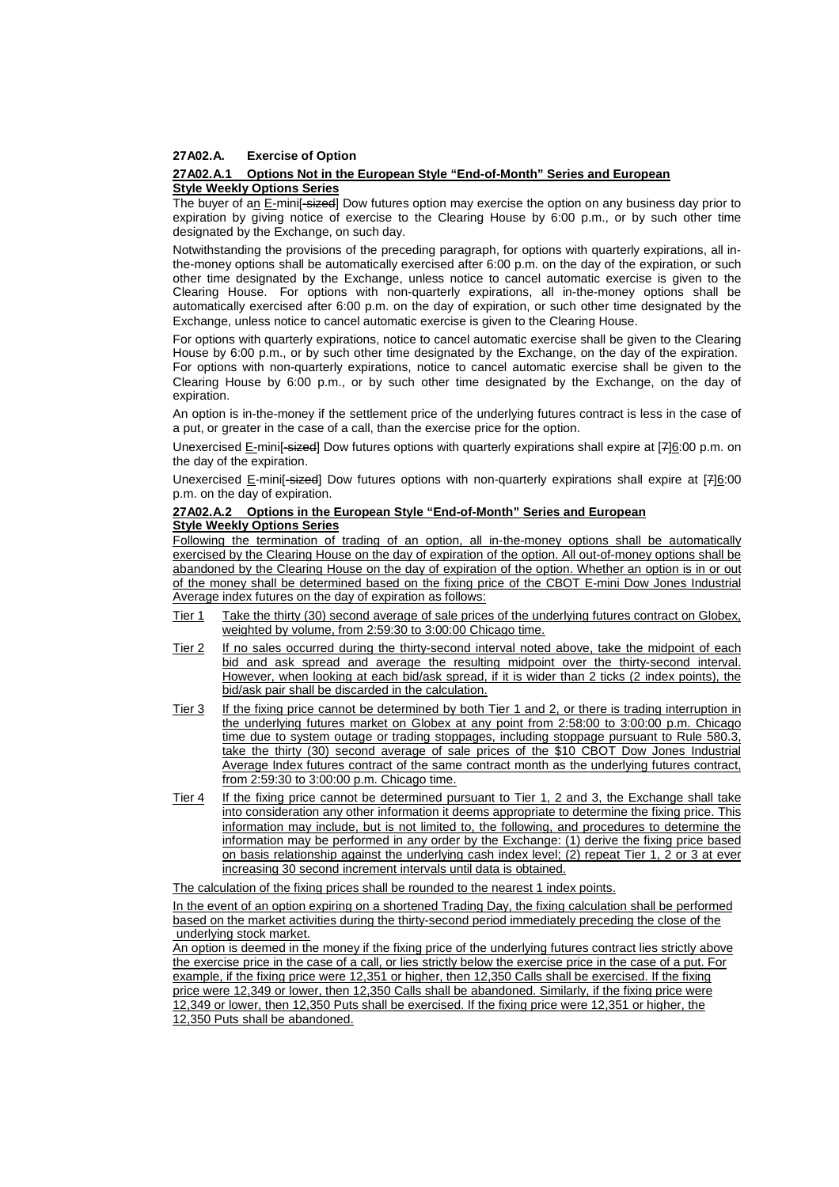**27A02.A. Exercise of Option**

**27A02.A.1 Options Not in the European Style "End-of-Month" Series and European Style Weekly Options Series**

The buyer of an E-mini[-sized] Dow futures option may exercise the option on any business day prior to expiration by giving notice of exercise to the Clearing House by 6:00 p.m., or by such other time designated by the Exchange, on such day.

Notwithstanding the provisions of the preceding paragraph, for options with quarterly expirations, all in-the-money options shall be automatically exercised after 6:00 p.m. on the day of the expiration, or such other time designated by the Exchange, unless notice to cancel automatic exercise is given to the Clearing House. For options with non-quarterly expirations, all in-the-money options shall be automatically exercised after 6:00 p.m. on the day of expiration, or such other time designated by the Exchange, unless notice to cancel automatic exercise is given to the Clearing House.

For options with quarterly expirations, notice to cancel automatic exercise shall be given to the Clearing House by 6:00 p.m., or by such other time designated by the Exchange, on the day of the expiration. For options with non-quarterly expirations, notice to cancel automatic exercise shall be given to the Clearing House by 6:00 p.m., or by such other time designated by the Exchange, on the day of expiration.

An option is in-the-money if the settlement price of the underlying futures contract is less in the case of a put, or greater in the case of a call, than the exercise price for the option.

Unexercised E-mini[-sized] Dow futures options with quarterly expirations shall expire at [7]6:00 p.m. on the day of the expiration.

Unexercised E-mini[-sized] Dow futures options with non-quarterly expirations shall expire at [7]6:00 p.m. on the day of expiration.

**27A02.A.2 Options in the European Style "End-of-Month" Series and European Style Weekly Options Series**

Following the termination of trading of an option, all in-the-money options shall be automatically exercised by the Clearing House on the day of expiration of the option. All out-of-money options shall be abandoned by the Clearing House on the day of expiration of the option. Whether an option is in or out of the money shall be determined based on the fixing price of the CBOT E-mini Dow Jones Industrial Average index futures on the day of expiration as follows:

- Tier 1 Take the thirty (30) second average of sale prices of the underlying futures contract on Globex, weighted by volume, from 2:59:30 to 3:00:00 Chicago time.
- Tier 2 If no sales occurred during the thirty-second interval noted above, take the midpoint of each bid and ask spread and average the resulting midpoint over the thirty-second interval. However, when looking at each bid/ask spread, if it is wider than 2 ticks (2 index points), the bid/ask pair shall be discarded in the calculation.
- Tier 3 If the fixing price cannot be determined by both Tier 1 and 2, or there is trading interruption in the underlying futures market on Globex at any point from 2:58:00 to 3:00:00 p.m. Chicago time due to system outage or trading stoppages, including stoppage pursuant to Rule 580.3, take the thirty (30) second average of sale prices of the $10 CBOT Dow Jones Industrial Average Index futures contract of the same contract month as the underlying futures contract, from 2:59:30 to 3:00:00 p.m. Chicago time.
- Tier 4 If the fixing price cannot be determined pursuant to Tier 1, 2 and 3, the Exchange shall take into consideration any other information it deems appropriate to determine the fixing price. This information may include, but is not limited to, the following, and procedures to determine the information may be performed in any order by the Exchange: (1) derive the fixing price based on basis relationship against the underlying cash index level; (2) repeat Tier 1, 2 or 3 at ever increasing 30 second increment intervals until data is obtained.

The calculation of the fixing prices shall be rounded to the nearest 1 index points.

In the event of an option expiring on a shortened Trading Day, the fixing calculation shall be performed based on the market activities during the thirty-second period immediately preceding the close of the underlying stock market.

An option is deemed in the money if the fixing price of the underlying futures contract lies strictly above the exercise price in the case of a call, or lies strictly below the exercise price in the case of a put. For example, if the fixing price were 12,351 or higher, then 12,350 Calls shall be exercised. If the fixing price were 12,349 or lower, then 12,350 Calls shall be abandoned. Similarly, if the fixing price were 12,349 or lower, then 12,350 Puts shall be exercised. If the fixing price were 12,351 or higher, the 12,350 Puts shall be abandoned.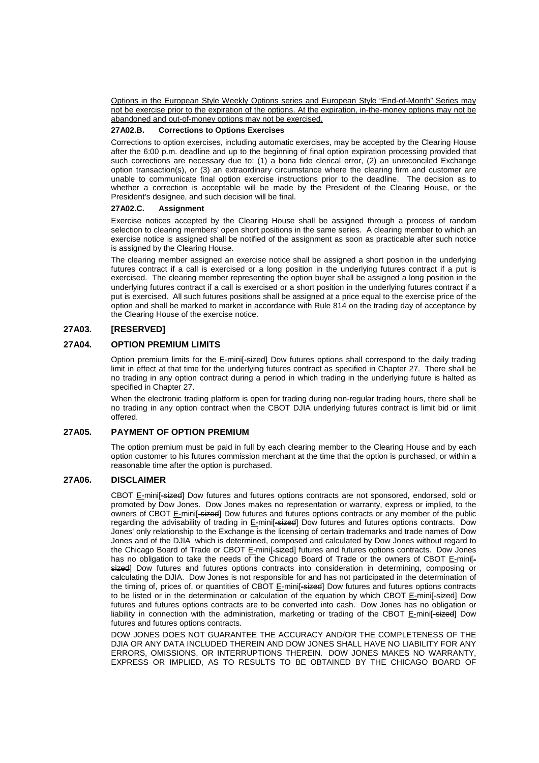Options in the European Style Weekly Options series and European Style "End-of-Month" Series may not be exercise prior to the expiration of the options. At the expiration, in-the-money options may not be abandoned and out-of-money options may not be exercised.

**27A02.B. Corrections to Options Exercises**

Corrections to option exercises, including automatic exercises, may be accepted by the Clearing House after the 6:00 p.m. deadline and up to the beginning of final option expiration processing provided that such corrections are necessary due to: (1) a bona fide clerical error, (2) an unreconciled Exchange option transaction(s), or (3) an extraordinary circumstance where the clearing firm and customer are unable to communicate final option exercise instructions prior to the deadline. The decision as to whether a correction is acceptable will be made by the President of the Clearing House, or the President's designee, and such decision will be final.

**27A02.C. Assignment**

Exercise notices accepted by the Clearing House shall be assigned through a process of random selection to clearing members' open short positions in the same series. A clearing member to which an exercise notice is assigned shall be notified of the assignment as soon as practicable after such notice is assigned by the Clearing House.

The clearing member assigned an exercise notice shall be assigned a short position in the underlying futures contract if a call is exercised or a long position in the underlying futures contract if a put is exercised. The clearing member representing the option buyer shall be assigned a long position in the underlying futures contract if a call is exercised or a short position in the underlying futures contract if a put is exercised. All such futures positions shall be assigned at a price equal to the exercise price of the option and shall be marked to market in accordance with Rule 814 on the trading day of acceptance by the Clearing House of the exercise notice.

## 27A03. [RESERVED]

## 27A04. OPTION PREMIUM LIMITS

Option premium limits for the E-mini[-sized] Dow futures options shall correspond to the daily trading limit in effect at that time for the underlying futures contract as specified in Chapter 27. There shall be no trading in any option contract during a period in which trading in the underlying future is halted as specified in Chapter 27.

When the electronic trading platform is open for trading during non-regular trading hours, there shall be no trading in any option contract when the CBOT DJIA underlying futures contract is limit bid or limit offered.

## 27A05. PAYMENT OF OPTION PREMIUM

The option premium must be paid in full by each clearing member to the Clearing House and by each option customer to his futures commission merchant at the time that the option is purchased, or within a reasonable time after the option is purchased.

## 27A06. DISCLAIMER

CBOT E-mini[-sized] Dow futures and futures options contracts are not sponsored, endorsed, sold or promoted by Dow Jones. Dow Jones makes no representation or warranty, express or implied, to the owners of CBOT E-mini[-sized] Dow futures and futures options contracts or any member of the public regarding the advisability of trading in E-mini[-sized] Dow futures and futures options contracts. Dow Jones' only relationship to the Exchange is the licensing of certain trademarks and trade names of Dow Jones and of the DJIA which is determined, composed and calculated by Dow Jones without regard to the Chicago Board of Trade or CBOT E-mini[-sized] futures and futures options contracts. Dow Jones has no obligation to take the needs of the Chicago Board of Trade or the owners of CBOT E-mini[-sized] Dow futures and futures options contracts into consideration in determining, composing or calculating the DJIA. Dow Jones is not responsible for and has not participated in the determination of the timing of, prices of, or quantities of CBOT E-mini[-sized] Dow futures and futures options contracts to be listed or in the determination or calculation of the equation by which CBOT E-mini[-sized] Dow futures and futures options contracts are to be converted into cash. Dow Jones has no obligation or liability in connection with the administration, marketing or trading of the CBOT E-mini[-sized] Dow futures and futures options contracts.

DOW JONES DOES NOT GUARANTEE THE ACCURACY AND/OR THE COMPLETENESS OF THE DJIA OR ANY DATA INCLUDED THEREIN AND DOW JONES SHALL HAVE NO LIABILITY FOR ANY ERRORS, OMISSIONS, OR INTERRUPTIONS THEREIN. DOW JONES MAKES NO WARRANTY, EXPRESS OR IMPLIED, AS TO RESULTS TO BE OBTAINED BY THE CHICAGO BOARD OF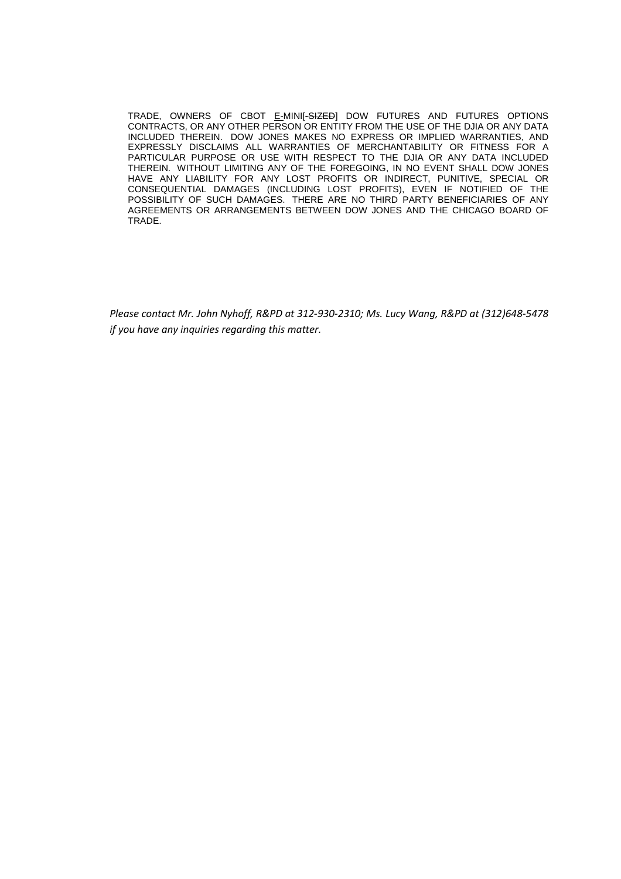TRADE, OWNERS OF CBOT E-MINI[-SIZED] DOW FUTURES AND FUTURES OPTIONS CONTRACTS, OR ANY OTHER PERSON OR ENTITY FROM THE USE OF THE DJIA OR ANY DATA INCLUDED THEREIN. DOW JONES MAKES NO EXPRESS OR IMPLIED WARRANTIES, AND EXPRESSLY DISCLAIMS ALL WARRANTIES OF MERCHANTABILITY OR FITNESS FOR A PARTICULAR PURPOSE OR USE WITH RESPECT TO THE DJIA OR ANY DATA INCLUDED THEREIN. WITHOUT LIMITING ANY OF THE FOREGOING, IN NO EVENT SHALL DOW JONES HAVE ANY LIABILITY FOR ANY LOST PROFITS OR INDIRECT, PUNITIVE, SPECIAL OR CONSEQUENTIAL DAMAGES (INCLUDING LOST PROFITS), EVEN IF NOTIFIED OF THE POSSIBILITY OF SUCH DAMAGES. THERE ARE NO THIRD PARTY BENEFICIARIES OF ANY AGREEMENTS OR ARRANGEMENTS BETWEEN DOW JONES AND THE CHICAGO BOARD OF TRADE.

*Please contact Mr. John Nyhoff, R&PD at 312-930-2310; Ms. Lucy Wang, R&PD at (312)648-5478 if you have any inquiries regarding this matter.*